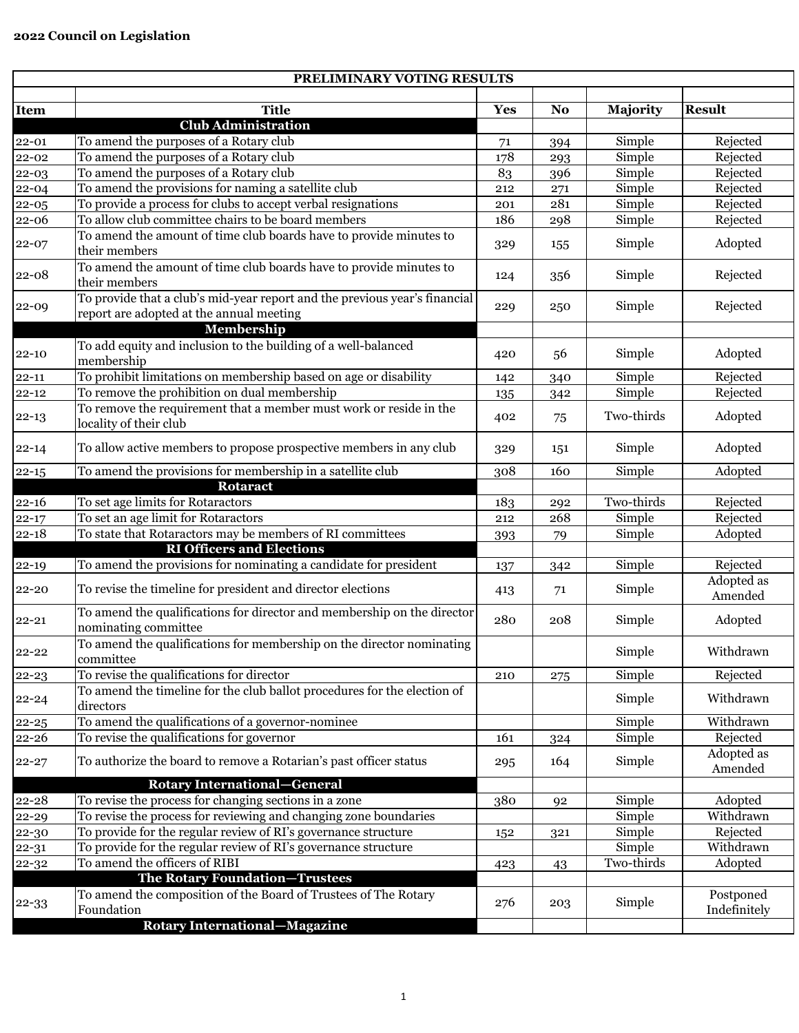**2022 Council on Legislation**

| PRELIMINARY VOTING RESULTS | | | | | |
|---|---|---|---|---|---|
| **Item** | **Title** | **Yes** | **No** | **Majority** | **Result** |
| | **Club Administration** | | | | |
| 22-01 | To amend the purposes of a Rotary club | 71 | 394 | Simple | Rejected |
| 22-02 | To amend the purposes of a Rotary club | 178 | 293 | Simple | Rejected |
| 22-03 | To amend the purposes of a Rotary club | 83 | 396 | Simple | Rejected |
| 22-04 | To amend the provisions for naming a satellite club | 212 | 271 | Simple | Rejected |
| 22-05 | To provide a process for clubs to accept verbal resignations | 201 | 281 | Simple | Rejected |
| 22-06 | To allow club committee chairs to be board members | 186 | 298 | Simple | Rejected |
| 22-07 | To amend the amount of time club boards have to provide minutes to their members | 329 | 155 | Simple | Adopted |
| 22-08 | To amend the amount of time club boards have to provide minutes to their members | 124 | 356 | Simple | Rejected |
| 22-09 | To provide that a club's mid-year report and the previous year's financial report are adopted at the annual meeting | 229 | 250 | Simple | Rejected |
| | **Membership** | | | | |
| 22-10 | To add equity and inclusion to the building of a well-balanced membership | 420 | 56 | Simple | Adopted |
| 22-11 | To prohibit limitations on membership based on age or disability | 142 | 340 | Simple | Rejected |
| 22-12 | To remove the prohibition on dual membership | 135 | 342 | Simple | Rejected |
| 22-13 | To remove the requirement that a member must work or reside in the locality of their club | 402 | 75 | Two-thirds | Adopted |
| 22-14 | To allow active members to propose prospective members in any club | 329 | 151 | Simple | Adopted |
| 22-15 | To amend the provisions for membership in a satellite club | 308 | 160 | Simple | Adopted |
| | **Rotaract** | | | | |
| 22-16 | To set age limits for Rotaractors | 183 | 292 | Two-thirds | Rejected |
| 22-17 | To set an age limit for Rotaractors | 212 | 268 | Simple | Rejected |
| 22-18 | To state that Rotaractors may be members of RI committees | 393 | 79 | Simple | Adopted |
| | **RI Officers and Elections** | | | | |
| 22-19 | To amend the provisions for nominating a candidate for president | 137 | 342 | Simple | Rejected |
| 22-20 | To revise the timeline for president and director elections | 413 | 71 | Simple | Adopted as Amended |
| 22-21 | To amend the qualifications for director and membership on the director nominating committee | 280 | 208 | Simple | Adopted |
| 22-22 | To amend the qualifications for membership on the director nominating committee | | | Simple | Withdrawn |
| 22-23 | To revise the qualifications for director | 210 | 275 | Simple | Rejected |
| 22-24 | To amend the timeline for the club ballot procedures for the election of directors | | | Simple | Withdrawn |
| 22-25 | To amend the qualifications of a governor-nominee | | | Simple | Withdrawn |
| 22-26 | To revise the qualifications for governor | 161 | 324 | Simple | Rejected |
| 22-27 | To authorize the board to remove a Rotarian's past officer status | 295 | 164 | Simple | Adopted as Amended |
| | **Rotary International—General** | | | | |
| 22-28 | To revise the process for changing sections in a zone | 380 | 92 | Simple | Adopted |
| 22-29 | To revise the process for reviewing and changing zone boundaries | | | Simple | Withdrawn |
| 22-30 | To provide for the regular review of RI's governance structure | 152 | 321 | Simple | Rejected |
| 22-31 | To provide for the regular review of RI's governance structure | | | Simple | Withdrawn |
| 22-32 | To amend the officers of RIBI | 423 | 43 | Two-thirds | Adopted |
| | **The Rotary Foundation—Trustees** | | | | |
| 22-33 | To amend the composition of the Board of Trustees of The Rotary Foundation | 276 | 203 | Simple | Postponed Indefinitely |
| | **Rotary International—Magazine** | | | | |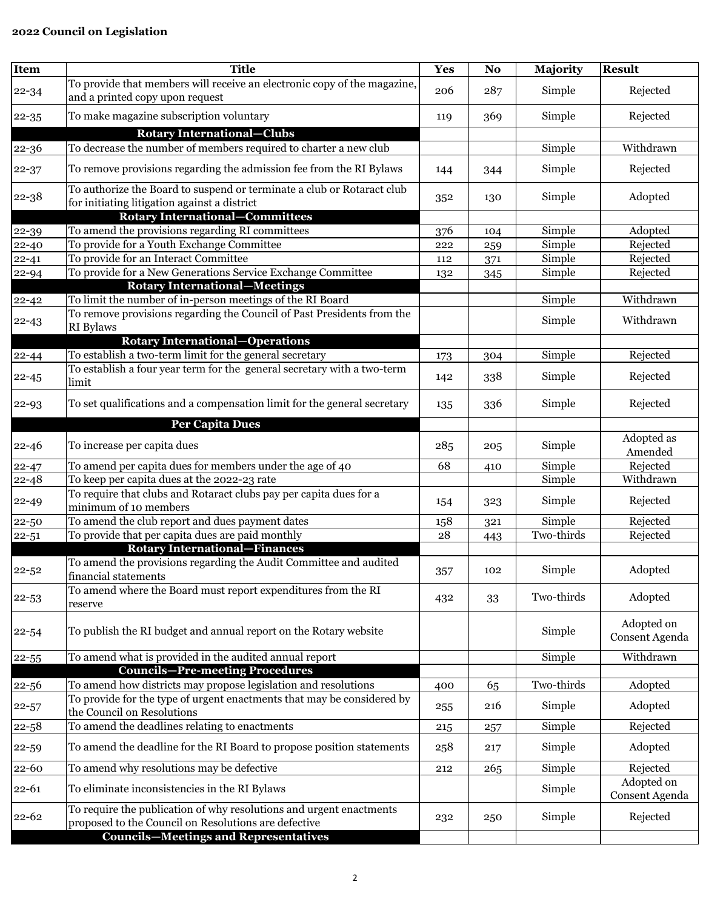**2022 Council on Legislation**

| Item | Title | Yes | No | Majority | Result |
|---|---|---|---|---|---|
| 22-34 | To provide that members will receive an electronic copy of the magazine, and a printed copy upon request | 206 | 287 | Simple | Rejected |
| 22-35 | To make magazine subscription voluntary | 119 | 369 | Simple | Rejected |
| **Rotary International—Clubs** | | | | | |
| 22-36 | To decrease the number of members required to charter a new club | | | Simple | Withdrawn |
| 22-37 | To remove provisions regarding the admission fee from the RI Bylaws | 144 | 344 | Simple | Rejected |
| 22-38 | To authorize the Board to suspend or terminate a club or Rotaract club for initiating litigation against a district | 352 | 130 | Simple | Adopted |
| **Rotary International—Committees** | | | | | |
| 22-39 | To amend the provisions regarding RI committees | 376 | 104 | Simple | Adopted |
| 22-40 | To provide for a Youth Exchange Committee | 222 | 259 | Simple | Rejected |
| 22-41 | To provide for an Interact Committee | 112 | 371 | Simple | Rejected |
| 22-94 | To provide for a New Generations Service Exchange Committee | 132 | 345 | Simple | Rejected |
| **Rotary International—Meetings** | | | | | |
| 22-42 | To limit the number of in-person meetings of the RI Board | | | Simple | Withdrawn |
| 22-43 | To remove provisions regarding the Council of Past Presidents from the RI Bylaws | | | Simple | Withdrawn |
| **Rotary International—Operations** | | | | | |
| 22-44 | To establish a two-term limit for the general secretary | 173 | 304 | Simple | Rejected |
| 22-45 | To establish a four year term for the general secretary with a two-term limit | 142 | 338 | Simple | Rejected |
| 22-93 | To set qualifications and a compensation limit for the general secretary | 135 | 336 | Simple | Rejected |
| **Per Capita Dues** | | | | | |
| 22-46 | To increase per capita dues | 285 | 205 | Simple | Adopted as Amended |
| 22-47 | To amend per capita dues for members under the age of 40 | 68 | 410 | Simple | Rejected |
| 22-48 | To keep per capita dues at the 2022-23 rate | | | Simple | Withdrawn |
| 22-49 | To require that clubs and Rotaract clubs pay per capita dues for a minimum of 10 members | 154 | 323 | Simple | Rejected |
| 22-50 | To amend the club report and dues payment dates | 158 | 321 | Simple | Rejected |
| 22-51 | To provide that per capita dues are paid monthly | 28 | 443 | Two-thirds | Rejected |
| **Rotary International—Finances** | | | | | |
| 22-52 | To amend the provisions regarding the Audit Committee and audited financial statements | 357 | 102 | Simple | Adopted |
| 22-53 | To amend where the Board must report expenditures from the RI reserve | 432 | 33 | Two-thirds | Adopted |
| 22-54 | To publish the RI budget and annual report on the Rotary website | | | Simple | Adopted on Consent Agenda |
| 22-55 | To amend what is provided in the audited annual report | | | Simple | Withdrawn |
| **Councils—Pre-meeting Procedures** | | | | | |
| 22-56 | To amend how districts may propose legislation and resolutions | 400 | 65 | Two-thirds | Adopted |
| 22-57 | To provide for the type of urgent enactments that may be considered by the Council on Resolutions | 255 | 216 | Simple | Adopted |
| 22-58 | To amend the deadlines relating to enactments | 215 | 257 | Simple | Rejected |
| 22-59 | To amend the deadline for the RI Board to propose position statements | 258 | 217 | Simple | Adopted |
| 22-60 | To amend why resolutions may be defective | 212 | 265 | Simple | Rejected |
| 22-61 | To eliminate inconsistencies in the RI Bylaws | | | Simple | Adopted on Consent Agenda |
| 22-62 | To require the publication of why resolutions and urgent enactments proposed to the Council on Resolutions are defective | 232 | 250 | Simple | Rejected |
| **Councils—Meetings and Representatives** | | | | | |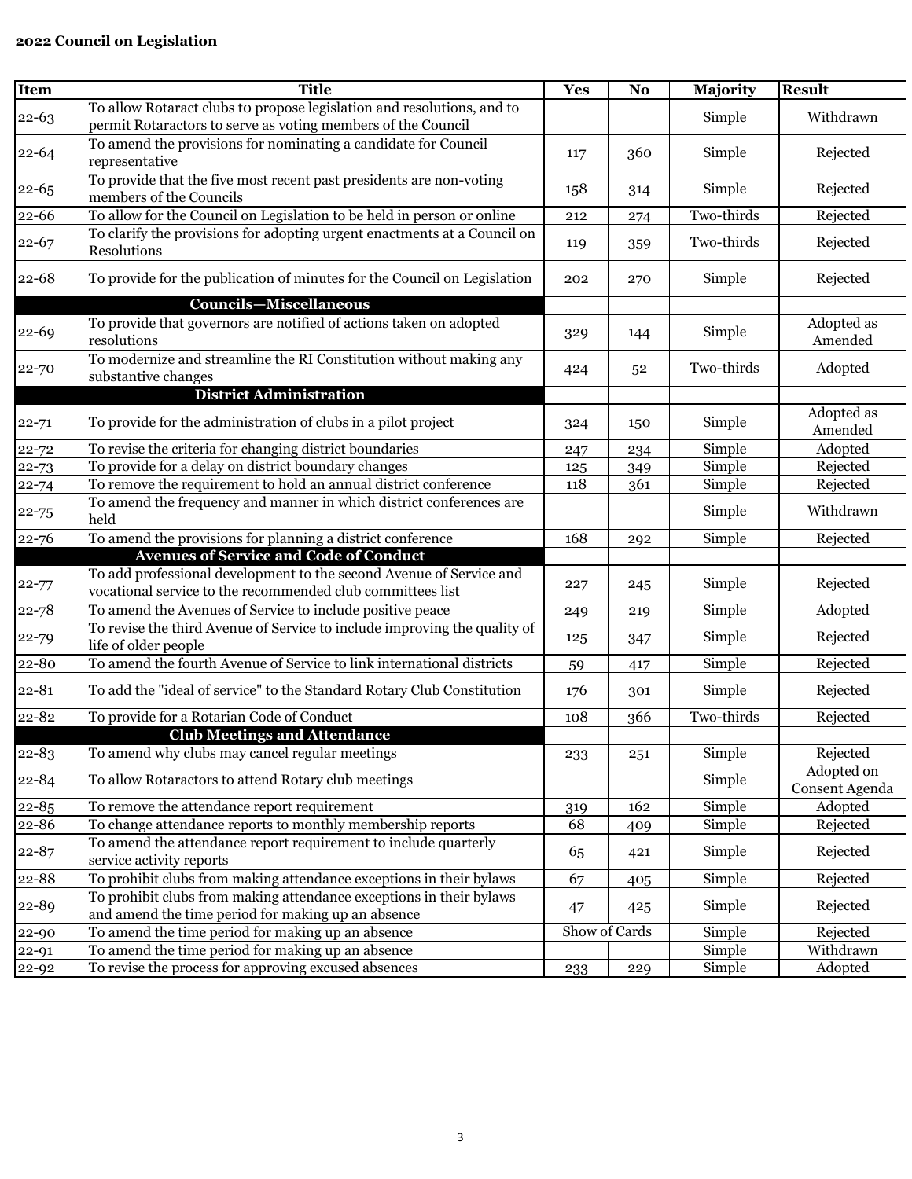**2022 Council on Legislation**

| Item | Title | Yes | No | Majority | Result |
|---|---|---|---|---|---|
| 22-63 | To allow Rotaract clubs to propose legislation and resolutions, and to permit Rotaractors to serve as voting members of the Council | | | Simple | Withdrawn |
| 22-64 | To amend the provisions for nominating a candidate for Council representative | 117 | 360 | Simple | Rejected |
| 22-65 | To provide that the five most recent past presidents are non-voting members of the Councils | 158 | 314 | Simple | Rejected |
| 22-66 | To allow for the Council on Legislation to be held in person or online | 212 | 274 | Two-thirds | Rejected |
| 22-67 | To clarify the provisions for adopting urgent enactments at a Council on Resolutions | 119 | 359 | Two-thirds | Rejected |
| 22-68 | To provide for the publication of minutes for the Council on Legislation | 202 | 270 | Simple | Rejected |
| | **Councils—Miscellaneous** | | | | |
| 22-69 | To provide that governors are notified of actions taken on adopted resolutions | 329 | 144 | Simple | Adopted as Amended |
| 22-70 | To modernize and streamline the RI Constitution without making any substantive changes | 424 | 52 | Two-thirds | Adopted |
| | **District Administration** | | | | |
| 22-71 | To provide for the administration of clubs in a pilot project | 324 | 150 | Simple | Adopted as Amended |
| 22-72 | To revise the criteria for changing district boundaries | 247 | 234 | Simple | Adopted |
| 22-73 | To provide for a delay on district boundary changes | 125 | 349 | Simple | Rejected |
| 22-74 | To remove the requirement to hold an annual district conference | 118 | 361 | Simple | Rejected |
| 22-75 | To amend the frequency and manner in which district conferences are held | | | Simple | Withdrawn |
| 22-76 | To amend the provisions for planning a district conference | 168 | 292 | Simple | Rejected |
| | **Avenues of Service and Code of Conduct** | | | | |
| 22-77 | To add professional development to the second Avenue of Service and vocational service to the recommended club committees list | 227 | 245 | Simple | Rejected |
| 22-78 | To amend the Avenues of Service to include positive peace | 249 | 219 | Simple | Adopted |
| 22-79 | To revise the third Avenue of Service to include improving the quality of life of older people | 125 | 347 | Simple | Rejected |
| 22-80 | To amend the fourth Avenue of Service to link international districts | 59 | 417 | Simple | Rejected |
| 22-81 | To add the "ideal of service" to the Standard Rotary Club Constitution | 176 | 301 | Simple | Rejected |
| 22-82 | To provide for a Rotarian Code of Conduct | 108 | 366 | Two-thirds | Rejected |
| | **Club Meetings and Attendance** | | | | |
| 22-83 | To amend why clubs may cancel regular meetings | 233 | 251 | Simple | Rejected |
| 22-84 | To allow Rotaractors to attend Rotary club meetings | | | Simple | Adopted on Consent Agenda |
| 22-85 | To remove the attendance report requirement | 319 | 162 | Simple | Adopted |
| 22-86 | To change attendance reports to monthly membership reports | 68 | 409 | Simple | Rejected |
| 22-87 | To amend the attendance report requirement to include quarterly service activity reports | 65 | 421 | Simple | Rejected |
| 22-88 | To prohibit clubs from making attendance exceptions in their bylaws | 67 | 405 | Simple | Rejected |
| 22-89 | To prohibit clubs from making attendance exceptions in their bylaws and amend the time period for making up an absence | 47 | 425 | Simple | Rejected |
| 22-90 | To amend the time period for making up an absence | Show of Cards | | Simple | Rejected |
| 22-91 | To amend the time period for making up an absence | | | Simple | Withdrawn |
| 22-92 | To revise the process for approving excused absences | 233 | 229 | Simple | Adopted |